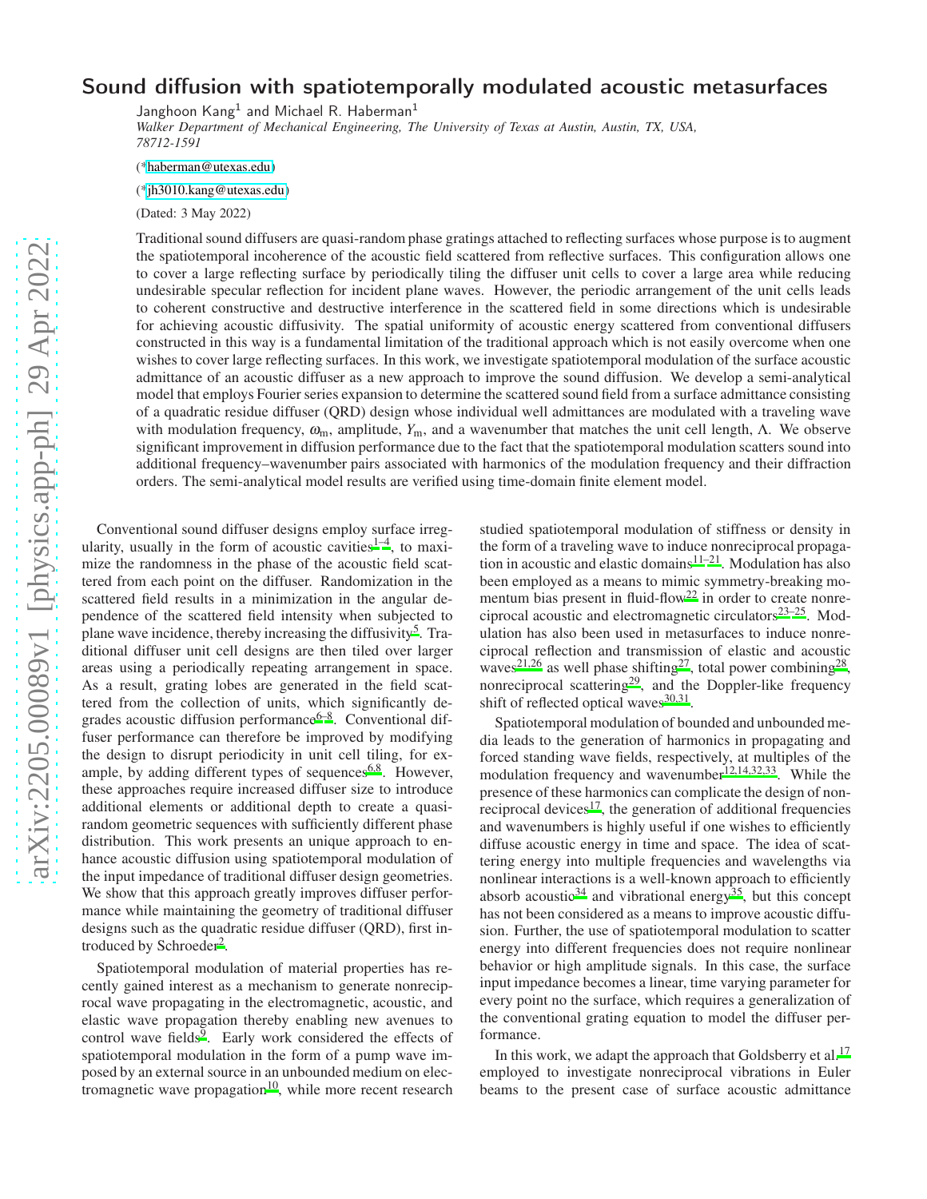# Sound diffusion with spatiotemporally modulated acoustic metasurfaces

Janghoon Kang[1] and Michael R. Haberman[1]

*Walker Department of Mechanical Engineering, The University of Texas at Austin, Austin, TX, USA, 78712-1591*

(*haberman@utexas.edu)

(*jh3010.kang@utexas.edu)

(Dated: 3 May 2022)

Traditional sound diffusers are quasi-random phase gratings attached to reflecting surfaces whose purpose is to augment the spatiotemporal incoherence of the acoustic field scattered from reflective surfaces. This configuration allows one to cover a large reflecting surface by periodically tiling the diffuser unit cells to cover a large area while reducing undesirable specular reflection for incident plane waves. However, the periodic arrangement of the unit cells leads to coherent constructive and destructive interference in the scattered field in some directions which is undesirable for achieving acoustic diffusivity. The spatial uniformity of acoustic energy scattered from conventional diffusers constructed in this way is a fundamental limitation of the traditional approach which is not easily overcome when one wishes to cover large reflecting surfaces. In this work, we investigate spatiotemporal modulation of the surface acoustic admittance of an acoustic diffuser as a new approach to improve the sound diffusion. We develop a semi-analytical model that employs Fourier series expansion to determine the scattered sound field from a surface admittance consisting of a quadratic residue diffuser (QRD) design whose individual well admittances are modulated with a traveling wave with modulation frequency, $\omega_\mathrm{m}$, amplitude, $Y_\mathrm{m}$, and a wavenumber that matches the unit cell length, $\Lambda$. We observe significant improvement in diffusion performance due to the fact that the spatiotemporal modulation scatters sound into additional frequency–wavenumber pairs associated with harmonics of the modulation frequency and their diffraction orders. The semi-analytical model results are verified using time-domain finite element model.

Conventional sound diffuser designs employ surface irregularity, usually in the form of acoustic cavities[1–4], to maximize the randomness in the phase of the acoustic field scattered from each point on the diffuser. Randomization in the scattered field results in a minimization in the angular dependence of the scattered field intensity when subjected to plane wave incidence, thereby increasing the diffusivity[5]. Traditional diffuser unit cell designs are then tiled over larger areas using a periodically repeating arrangement in space. As a result, grating lobes are generated in the field scattered from the collection of units, which significantly degrades acoustic diffusion performance[6–8]. Conventional diffuser performance can therefore be improved by modifying the design to disrupt periodicity in unit cell tiling, for example, by adding different types of sequences[6,8]. However, these approaches require increased diffuser size to introduce additional elements or additional depth to create a quasi-random geometric sequences with sufficiently different phase distribution. This work presents an unique approach to enhance acoustic diffusion using spatiotemporal modulation of the input impedance of traditional diffuser design geometries. We show that this approach greatly improves diffuser performance while maintaining the geometry of traditional diffuser designs such as the quadratic residue diffuser (QRD), first introduced by Schroeder[2].

Spatiotemporal modulation of material properties has recently gained interest as a mechanism to generate nonreciprocal wave propagating in the electromagnetic, acoustic, and elastic wave propagation thereby enabling new avenues to control wave fields[9]. Early work considered the effects of spatiotemporal modulation in the form of a pump wave imposed by an external source in an unbounded medium on electromagnetic wave propagation[10], while more recent research studied spatiotemporal modulation of stiffness or density in the form of a traveling wave to induce nonreciprocal propagation in acoustic and elastic domains[11–21]. Modulation has also been employed as a means to mimic symmetry-breaking momentum bias present in fluid-flow[22] in order to create nonreciprocal acoustic and electromagnetic circulators[23–25]. Modulation has also been used in metasurfaces to induce nonreciprocal reflection and transmission of elastic and acoustic waves[21,26] as well phase shifting[27], total power combining[28], nonreciprocal scattering[29], and the Doppler-like frequency shift of reflected optical waves[30,31].

Spatiotemporal modulation of bounded and unbounded media leads to the generation of harmonics in propagating and forced standing wave fields, respectively, at multiples of the modulation frequency and wavenumber[12,14,32,33]. While the presence of these harmonics can complicate the design of nonreciprocal devices[17], the generation of additional frequencies and wavenumbers is highly useful if one wishes to efficiently diffuse acoustic energy in time and space. The idea of scattering energy into multiple frequencies and wavelengths via nonlinear interactions is a well-known approach to efficiently absorb acoustic[34] and vibrational energy[35], but this concept has not been considered as a means to improve acoustic diffusion. Further, the use of spatiotemporal modulation to scatter energy into different frequencies does not require nonlinear behavior or high amplitude signals. In this case, the surface input impedance becomes a linear, time varying parameter for every point no the surface, which requires a generalization of the conventional grating equation to model the diffuser performance.

In this work, we adapt the approach that Goldsberry et al.[17] employed to investigate nonreciprocal vibrations in Euler beams to the present case of surface acoustic admittance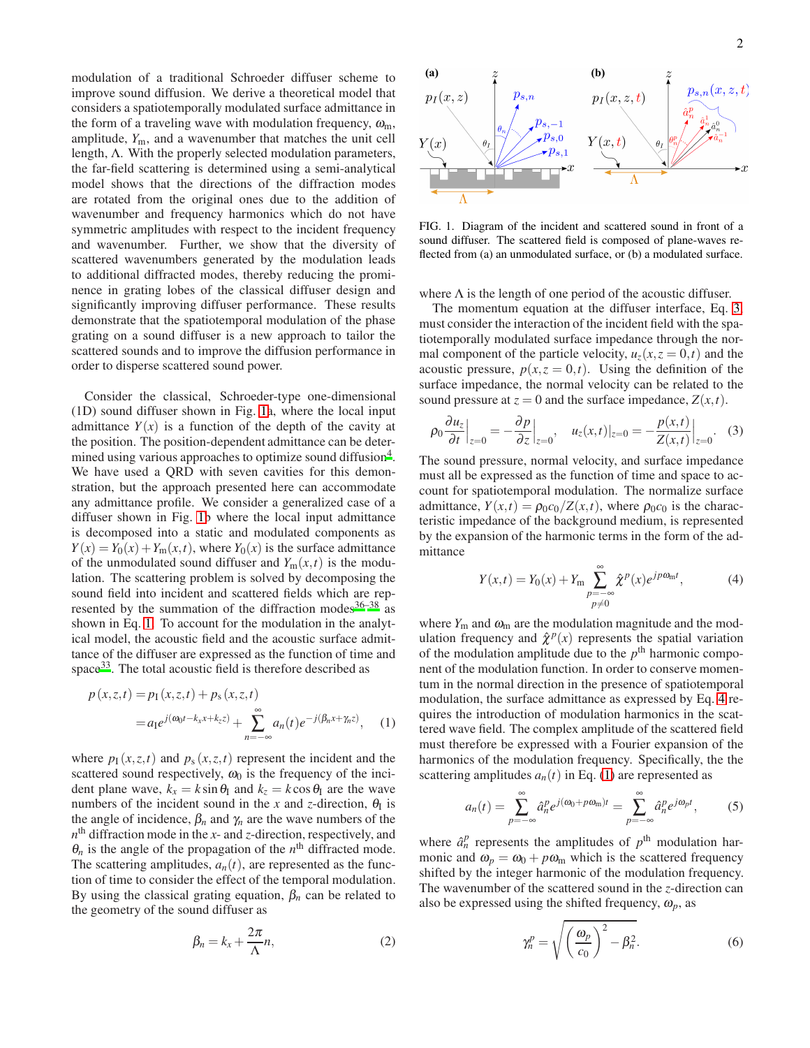modulation of a traditional Schroeder diffuser scheme to improve sound diffusion. We derive a theoretical model that considers a spatiotemporally modulated surface admittance in the form of a traveling wave with modulation frequency, $\omega_\mathrm{m}$, amplitude, $Y_\mathrm{m}$, and a wavenumber that matches the unit cell length, $\Lambda$. With the properly selected modulation parameters, the far-field scattering is determined using a semi-analytical model shows that the directions of the diffraction modes are rotated from the original ones due to the addition of wavenumber and frequency harmonics which do not have symmetric amplitudes with respect to the incident frequency and wavenumber. Further, we show that the diversity of scattered wavenumbers generated by the modulation leads to additional diffracted modes, thereby reducing the prominence in grating lobes of the classical diffuser design and significantly improving diffuser performance. These results demonstrate that the spatiotemporal modulation of the phase grating on a sound diffuser is a new approach to tailor the scattered sounds and to improve the diffusion performance in order to disperse scattered sound power.

Consider the classical, Schroeder-type one-dimensional (1D) sound diffuser shown in Fig. 1a, where the local input admittance $Y(x)$ is a function of the depth of the cavity at the position. The position-dependent admittance can be determined using various approaches to optimize sound diffusion[4]. We have used a QRD with seven cavities for this demonstration, but the approach presented here can accommodate any admittance profile. We consider a generalized case of a diffuser shown in Fig. 1b where the local input admittance is decomposed into a static and modulated components as $Y(x) = Y_0(x) + Y_\mathrm{m}(x,t)$, where $Y_0(x)$ is the surface admittance of the unmodulated sound diffuser and $Y_\mathrm{m}(x,t)$ is the modulation. The scattering problem is solved by decomposing the sound field into incident and scattered fields which are represented by the summation of the diffraction modes[36–38] as shown in Eq. 1. To account for the modulation in the analytical model, the acoustic field and the acoustic surface admittance of the diffuser are expressed as the function of time and space[33]. The total acoustic field is therefore described as

$$
\begin{aligned}
p\left(x,z,t\right) &= p_\mathrm{I}\left(x,z,t\right) + p_\mathrm{s}\left(x,z,t\right) \\
&= a_\mathrm{I} e^{j(\omega_0 t - k_x x + k_z z)} + \sum_{n=-\infty}^{\infty} a_n(t) e^{-j(\beta_n x + \gamma_n z)}, \quad (1)
\end{aligned}
$$

where $p_\mathrm{I}(x,z,t)$ and $p_\mathrm{s}(x,z,t)$ represent the incident and the scattered sound respectively, $\omega_0$ is the frequency of the incident plane wave, $k_x = k\sin\theta_\mathrm{I}$ and $k_z = k\cos\theta_\mathrm{I}$ are the wave numbers of the incident sound in the $x$ and $z$-direction, $\theta_\mathrm{I}$ is the angle of incidence, $\beta_n$ and $\gamma_n$ are the wave numbers of the $n^\mathrm{th}$ diffraction mode in the $x$- and $z$-direction, respectively, and $\theta_n$ is the angle of the propagation of the $n^\mathrm{th}$ diffracted mode. The scattering amplitudes, $a_n(t)$, are represented as the function of time to consider the effect of the temporal modulation. By using the classical grating equation, $\beta_n$ can be related to the geometry of the sound diffuser as

$$
\beta_n = k_x + \frac{2\pi}{\Lambda} n, \quad (2)
$$

FIG. 1. Diagram of the incident and scattered sound in front of a sound diffuser. The scattered field is composed of plane-waves reflected from (a) an unmodulated surface, or (b) a modulated surface.

where $\Lambda$ is the length of one period of the acoustic diffuser.

The momentum equation at the diffuser interface, Eq. 3, must consider the interaction of the incident field with the spatiotemporally modulated surface impedance through the normal component of the particle velocity, $u_z(x, z=0, t)$ and the acoustic pressure, $p(x, z=0, t)$. Using the definition of the surface impedance, the normal velocity can be related to the sound pressure at $z = 0$ and the surface impedance, $Z(x,t)$.

$$
\rho_0 \frac{\partial u_z}{\partial t}\bigg|_{z=0} = -\frac{\partial p}{\partial z}\bigg|_{z=0}, \quad u_z(x,t)|_{z=0} = -\frac{p(x,t)}{Z(x,t)}\bigg|_{z=0}. \quad (3)
$$

The sound pressure, normal velocity, and surface impedance must all be expressed as the function of time and space to account for spatiotemporal modulation. The normalize surface admittance, $Y(x,t) = \rho_0 c_0 / Z(x,t)$, where $\rho_0 c_0$ is the characteristic impedance of the background medium, is represented by the expansion of the harmonic terms in the form of the admittance

$$
Y(x,t) = Y_0(x) + Y_\mathrm{m} \sum_{\substack{p=-\infty \\ p\neq 0}}^{\infty} \hat{\chi}^p(x) e^{jp\omega_\mathrm{m} t}, \quad (4)
$$

where $Y_\mathrm{m}$ and $\omega_\mathrm{m}$ are the modulation magnitude and the modulation frequency and $\hat{\chi}^p(x)$ represents the spatial variation of the modulation amplitude due to the $p^\mathrm{th}$ harmonic component of the modulation function. In order to conserve momentum in the normal direction in the presence of spatiotemporal modulation, the surface admittance as expressed by Eq. 4 requires the introduction of modulation harmonics in the scattered wave field. The complex amplitude of the scattered field must therefore be expressed with a Fourier expansion of the harmonics of the modulation frequency. Specifically, the the scattering amplitudes $a_n(t)$ in Eq. (1) are represented as

$$
a_n(t) = \sum_{p=-\infty}^{\infty} \hat{a}_n^p e^{j(\omega_0 + p\omega_\mathrm{m})t} = \sum_{p=-\infty}^{\infty} \hat{a}_n^p e^{j\omega_p t}, \quad (5)
$$

where $\hat{a}_n^p$ represents the amplitudes of $p^\mathrm{th}$ modulation harmonic and $\omega_p = \omega_0 + p\omega_\mathrm{m}$ which is the scattered frequency shifted by the integer harmonic of the modulation frequency. The wavenumber of the scattered sound in the $z$-direction can also be expressed using the shifted frequency, $\omega_p$, as

$$
\gamma_n^p = \sqrt{\left(\frac{\omega_p}{c_0}\right)^2 - \beta_n^2}. \quad (6)
$$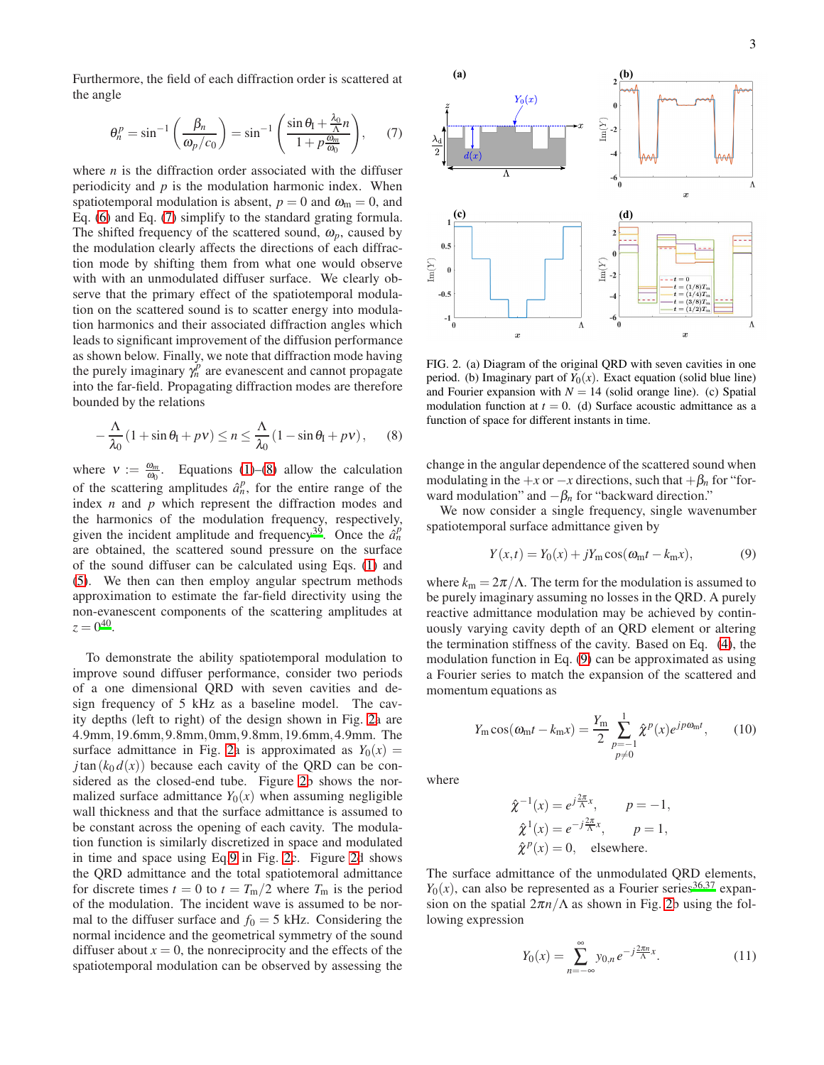Furthermore, the field of each diffraction order is scattered at the angle

$$\theta_n^p = \sin^{-1}\left(\frac{\beta_n}{\omega_p/c_0}\right) = \sin^{-1}\left(\frac{\sin\theta_\mathrm{I} + \frac{\lambda_0}{\Lambda}n}{1 + p\frac{\omega_\mathrm{m}}{\omega_0}}\right), \qquad (7)$$

where $n$ is the diffraction order associated with the diffuser periodicity and $p$ is the modulation harmonic index. When spatiotemporal modulation is absent, $p = 0$ and $\omega_\mathrm{m} = 0$, and Eq. (6) and Eq. (7) simplify to the standard grating formula. The shifted frequency of the scattered sound, $\omega_p$, caused by the modulation clearly affects the directions of each diffraction mode by shifting them from what one would observe with with an unmodulated diffuser surface. We clearly observe that the primary effect of the spatiotemporal modulation on the scattered sound is to scatter energy into modulation harmonics and their associated diffraction angles which leads to significant improvement of the diffusion performance as shown below. Finally, we note that diffraction mode having the purely imaginary $\gamma_n^p$ are evanescent and cannot propagate into the far-field. Propagating diffraction modes are therefore bounded by the relations

$$-\frac{\Lambda}{\lambda_0}(1+\sin\theta_\mathrm{I} + p\nu) \le n \le \frac{\Lambda}{\lambda_0}(1-\sin\theta_\mathrm{I} + p\nu), \qquad (8)$$

where $\nu := \frac{\omega_\mathrm{m}}{\omega_0}$. Equations (1)–(8) allow the calculation of the scattering amplitudes $\hat{a}_n^p$, for the entire range of the index $n$ and $p$ which represent the diffraction modes and the harmonics of the modulation frequency, respectively, given the incident amplitude and frequency[39]. Once the $\hat{a}_n^p$ are obtained, the scattered sound pressure on the surface of the sound diffuser can be calculated using Eqs. (1) and (5). We then can then employ angular spectrum methods approximation to estimate the far-field directivity using the non-evanescent components of the scattering amplitudes at $z = 0$[40].

To demonstrate the ability spatiotemporal modulation to improve sound diffuser performance, consider two periods of a one dimensional QRD with seven cavities and design frequency of 5 kHz as a baseline model. The cavity depths (left to right) of the design shown in Fig. 2a are 4.9mm, 19.6mm, 9.8mm, 0mm, 9.8mm, 19.6mm, 4.9mm. The surface admittance in Fig. 2a is approximated as $Y_0(x) = j\tan(k_0\, d(x))$ because each cavity of the QRD can be considered as the closed-end tube. Figure 2b shows the normalized surface admittance $Y_0(x)$ when assuming negligible wall thickness and that the surface admittance is assumed to be constant across the opening of each cavity. The modulation function is similarly discretized in space and modulated in time and space using Eq 9 in Fig. 2c. Figure 2d shows the QRD admittance and the total spatiotemoral admittance for discrete times $t = 0$ to $t = T_\mathrm{m}/2$ where $T_\mathrm{m}$ is the period of the modulation. The incident wave is assumed to be normal to the diffuser surface and $f_0 = 5$ kHz. Considering the normal incidence and the geometrical symmetry of the sound diffuser about $x = 0$, the nonreciprocity and the effects of the spatiotemporal modulation can be observed by assessing the change in the angular dependence of the scattered sound when modulating in the $+x$ or $-x$ directions, such that $+\beta_n$ for "forward modulation" and $-\beta_n$ for "backward direction."

FIG. 2. (a) Diagram of the original QRD with seven cavities in one period. (b) Imaginary part of $Y_0(x)$. Exact equation (solid blue line) and Fourier expansion with $N = 14$ (solid orange line). (c) Spatial modulation function at $t = 0$. (d) Surface acoustic admittance as a function of space for different instants in time.

We now consider a single frequency, single wavenumber spatiotemporal surface admittance given by

$$Y(x,t) = Y_0(x) + jY_\mathrm{m}\cos(\omega_\mathrm{m} t - k_\mathrm{m} x), \qquad (9)$$

where $k_\mathrm{m} = 2\pi/\Lambda$. The term for the modulation is assumed to be purely imaginary assuming no losses in the QRD. A purely reactive admittance modulation may be achieved by continuously varying cavity depth of an QRD element or altering the termination stiffness of the cavity. Based on Eq. (4), the modulation function in Eq. (9) can be approximated as using a Fourier series to match the expansion of the scattered and momentum equations as

$$Y_\mathrm{m}\cos(\omega_\mathrm{m} t - k_\mathrm{m} x) = \frac{Y_\mathrm{m}}{2}\sum_{\substack{p=-1\\ p\neq 0}}^{1} \hat{\chi}^p(x) e^{jp\omega_\mathrm{m} t}, \qquad (10)$$

where

$$\hat{\chi}^{-1}(x) = e^{j\frac{2\pi}{\Lambda}x}, \qquad p = -1,$$
$$\hat{\chi}^{1}(x) = e^{-j\frac{2\pi}{\Lambda}x}, \qquad p = 1,$$
$$\hat{\chi}^{p}(x) = 0, \quad \text{elsewhere.}$$

The surface admittance of the unmodulated QRD elements, $Y_0(x)$, can also be represented as a Fourier series[36,37] expansion on the spatial $2\pi n/\Lambda$ as shown in Fig. 2b using the following expression

$$Y_0(x) = \sum_{n=-\infty}^{\infty} y_{0,n}\, e^{-j\frac{2\pi n}{\Lambda}x}. \qquad (11)$$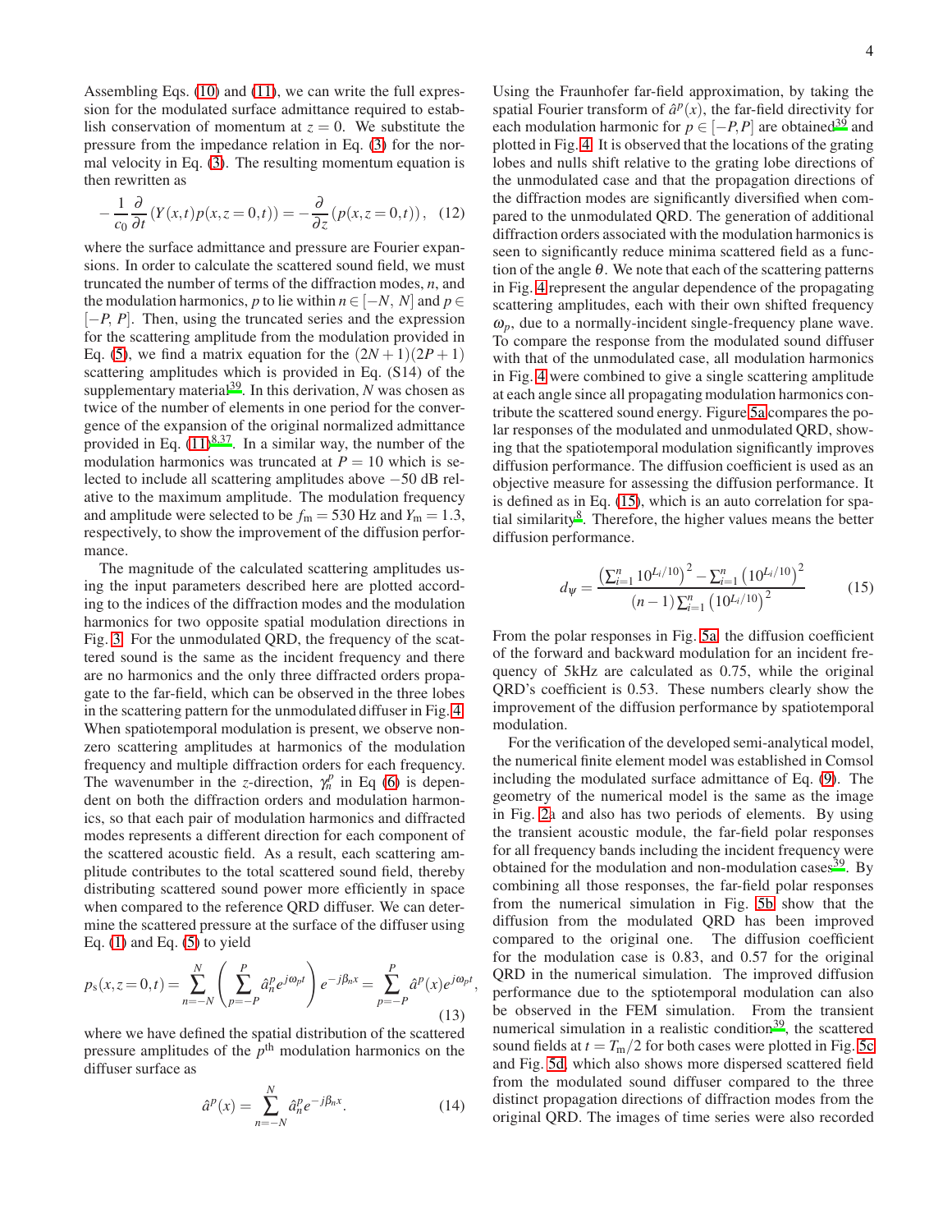Assembling Eqs. (10) and (11), we can write the full expression for the modulated surface admittance required to establish conservation of momentum at $z = 0$. We substitute the pressure from the impedance relation in Eq. (3) for the normal velocity in Eq. (3). The resulting momentum equation is then rewritten as

$$-\frac{1}{c_0}\frac{\partial}{\partial t}\left(Y(x,t)p(x,z=0,t)\right) = -\frac{\partial}{\partial z}\left(p(x,z=0,t)\right), \quad (12)$$

where the surface admittance and pressure are Fourier expansions. In order to calculate the scattered sound field, we must truncated the number of terms of the diffraction modes, $n$, and the modulation harmonics, $p$ to lie within $n \in [-N, N]$ and $p \in [-P, P]$. Then, using the truncated series and the expression for the scattering amplitude from the modulation provided in Eq. (5), we find a matrix equation for the $(2N+1)(2P+1)$ scattering amplitudes which is provided in Eq. (S14) of the supplementary material[39]. In this derivation, $N$ was chosen as twice of the number of elements in one period for the convergence of the expansion of the original normalized admittance provided in Eq. (11)[8,37]. In a similar way, the number of the modulation harmonics was truncated at $P = 10$ which is selected to include all scattering amplitudes above $-50$ dB relative to the maximum amplitude. The modulation frequency and amplitude were selected to be $f_\mathrm{m} = 530$ Hz and $Y_\mathrm{m} = 1.3$, respectively, to show the improvement of the diffusion performance.

The magnitude of the calculated scattering amplitudes using the input parameters described here are plotted according to the indices of the diffraction modes and the modulation harmonics for two opposite spatial modulation directions in Fig. 3. For the unmodulated QRD, the frequency of the scattered sound is the same as the incident frequency and there are no harmonics and the only three diffracted orders propagate to the far-field, which can be observed in the three lobes in the scattering pattern for the unmodulated diffuser in Fig. 4. When spatiotemporal modulation is present, we observe non-zero scattering amplitudes at harmonics of the modulation frequency and multiple diffraction orders for each frequency. The wavenumber in the $z$-direction, $\gamma_n^p$ in Eq (6) is dependent on both the diffraction orders and modulation harmonics, so that each pair of modulation harmonics and diffracted modes represents a different direction for each component of the scattered acoustic field. As a result, each scattering amplitude contributes to the total scattered sound field, thereby distributing scattered sound power more efficiently in space when compared to the reference QRD diffuser. We can determine the scattered pressure at the surface of the diffuser using Eq. (1) and Eq. (5) to yield

$$p_\mathrm{s}(x,z=0,t) = \sum_{n=-N}^{N}\left(\sum_{p=-P}^{P}\hat{a}_n^p e^{j\omega_p t}\right)e^{-j\beta_n x} = \sum_{p=-P}^{P}\hat{a}^p(x)e^{j\omega_p t}, \quad (13)$$

where we have defined the spatial distribution of the scattered pressure amplitudes of the $p^{\mathrm{th}}$ modulation harmonics on the diffuser surface as

$$\hat{a}^p(x) = \sum_{n=-N}^{N}\hat{a}_n^p e^{-j\beta_n x}. \quad (14)$$

Using the Fraunhofer far-field approximation, by taking the spatial Fourier transform of $\hat{a}^p(x)$, the far-field directivity for each modulation harmonic for $p \in [-P, P]$ are obtained[39] and plotted in Fig. 4. It is observed that the locations of the grating lobes and nulls shift relative to the grating lobe directions of the unmodulated case and that the propagation directions of the diffraction modes are significantly diversified when compared to the unmodulated QRD. The generation of additional diffraction orders associated with the modulation harmonics is seen to significantly reduce minima scattered field as a function of the angle $\theta$. We note that each of the scattering patterns in Fig. 4 represent the angular dependence of the propagating scattering amplitudes, each with their own shifted frequency $\omega_p$, due to a normally-incident single-frequency plane wave. To compare the response from the modulated sound diffuser with that of the unmodulated case, all modulation harmonics in Fig. 4 were combined to give a single scattering amplitude at each angle since all propagating modulation harmonics contribute the scattered sound energy. Figure 5a compares the polar responses of the modulated and unmodulated QRD, showing that the spatiotemporal modulation significantly improves diffusion performance. The diffusion coefficient is used as an objective measure for assessing the diffusion performance. It is defined as in Eq. (15), which is an auto correlation for spatial similarity[8]. Therefore, the higher values means the better diffusion performance.

$$d_\psi = \frac{\left(\sum_{i=1}^{n}10^{L_i/10}\right)^2 - \sum_{i=1}^{n}\left(10^{L_i/10}\right)^2}{(n-1)\sum_{i=1}^{n}\left(10^{L_i/10}\right)^2} \quad (15)$$

From the polar responses in Fig. 5a, the diffusion coefficient of the forward and backward modulation for an incident frequency of 5kHz are calculated as 0.75, while the original QRD's coefficient is 0.53. These numbers clearly show the improvement of the diffusion performance by spatiotemporal modulation.

For the verification of the developed semi-analytical model, the numerical finite element model was established in Comsol including the modulated surface admittance of Eq. (9). The geometry of the numerical model is the same as the image in Fig. 2a and also has two periods of elements. By using the transient acoustic module, the far-field polar responses for all frequency bands including the incident frequency were obtained for the modulation and non-modulation cases[39]. By combining all those responses, the far-field polar responses from the numerical simulation in Fig. 5b show that the diffusion from the modulated QRD has been improved compared to the original one. The diffusion coefficient for the modulation case is 0.83, and 0.57 for the original QRD in the numerical simulation. The improved diffusion performance due to the sptiotemporal modulation can also be observed in the FEM simulation. From the transient numerical simulation in a realistic condition[39], the scattered sound fields at $t = T_\mathrm{m}/2$ for both cases were plotted in Fig. 5c and Fig. 5d, which also shows more dispersed scattered field from the modulated sound diffuser compared to the three distinct propagation directions of diffraction modes from the original QRD. The images of time series were also recorded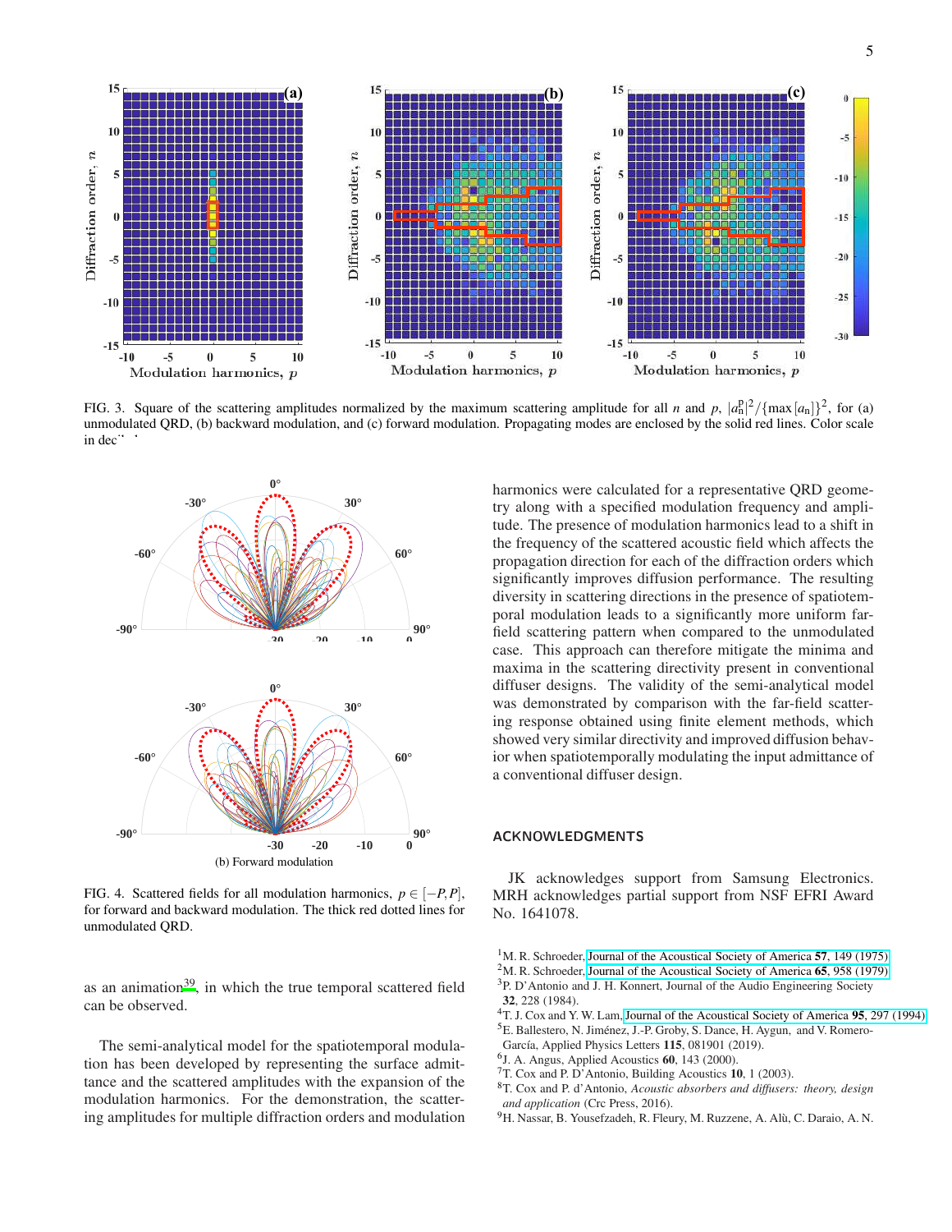FIG. 3. Square of the scattering amplitudes normalized by the maximum scattering amplitude for all $n$ and $p$, $|a_n^p|^2/\{\max[a_n]\}^2$, for (a) unmodulated QRD, (b) backward modulation, and (c) forward modulation. Propagating modes are enclosed by the solid red lines. Color scale in dec

(b) Forward modulation

FIG. 4. Scattered fields for all modulation harmonics, $p \in [-P, P]$, for forward and backward modulation. The thick red dotted lines for unmodulated QRD.

as an animation[39], in which the true temporal scattered field can be observed.

The semi-analytical model for the spatiotemporal modulation has been developed by representing the surface admittance and the scattered amplitudes with the expansion of the modulation harmonics. For the demonstration, the scattering amplitudes for multiple diffraction orders and modulation harmonics were calculated for a representative QRD geometry along with a specified modulation frequency and amplitude. The presence of modulation harmonics lead to a shift in the frequency of the scattered acoustic field which affects the propagation direction for each of the diffraction orders which significantly improves diffusion performance. The resulting diversity in scattering directions in the presence of spatiotemporal modulation leads to a significantly more uniform far-field scattering pattern when compared to the unmodulated case. This approach can therefore mitigate the minima and maxima in the scattering directivity present in conventional diffuser designs. The validity of the semi-analytical model was demonstrated by comparison with the far-field scattering response obtained using finite element methods, which showed very similar directivity and improved diffusion behavior when spatiotemporally modulating the input admittance of a conventional diffuser design.

## ACKNOWLEDGMENTS

JK acknowledges support from Samsung Electronics. MRH acknowledges partial support from NSF EFRI Award No. 1641078.

[1] M. R. Schroeder, Journal of the Acoustical Society of America **57**, 149 (1975).
[2] M. R. Schroeder, Journal of the Acoustical Society of America **65**, 958 (1979).
[3] P. D'Antonio and J. H. Konnert, Journal of the Audio Engineering Society **32**, 228 (1984).
[4] T. J. Cox and Y. W. Lam, Journal of the Acoustical Society of America **95**, 297 (1994).
[5] E. Ballestero, N. Jiménez, J.-P. Groby, S. Dance, H. Aygun, and V. Romero-García, Applied Physics Letters **115**, 081901 (2019).
[6] J. A. Angus, Applied Acoustics **60**, 143 (2000).
[7] T. Cox and P. D'Antonio, Building Acoustics **10**, 1 (2003).
[8] T. Cox and P. d'Antonio, *Acoustic absorbers and diffusers: theory, design and application* (Crc Press, 2016).
[9] H. Nassar, B. Yousefzadeh, R. Fleury, M. Ruzzene, A. Alù, C. Daraio, A. N.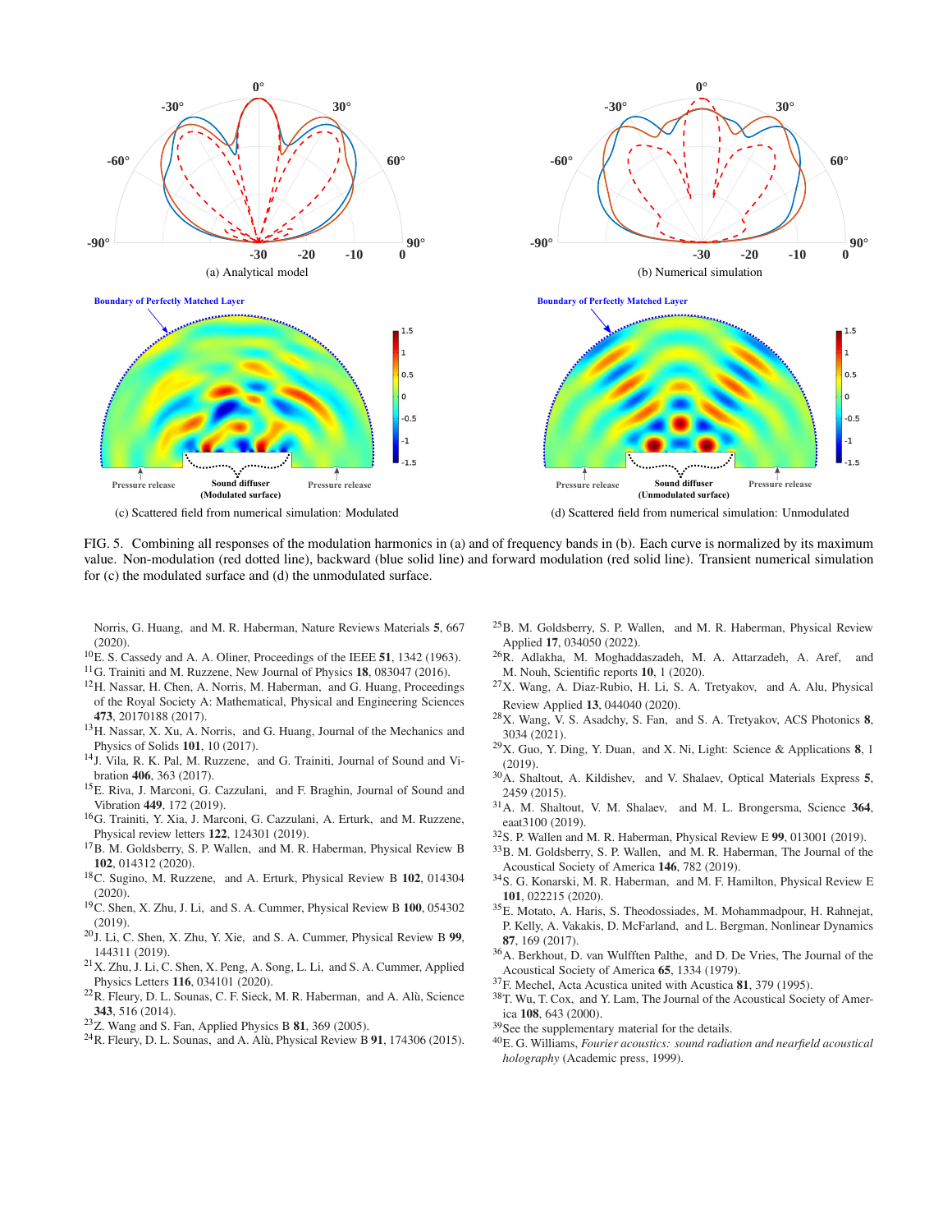0°
-30°
30°
-60°
60°
-90°
90°
-30
-20
-10
0

(a) Analytical model

0°
-30°
30°
-60°
60°
-90°
90°
-30
-20
-10
0

(b) Numerical simulation

Boundary of Perfectly Matched Layer

1.5
1
0.5
0
-0.5
-1
-1.5

Pressure release
Sound diffuser
(Modulated surface)
Pressure release

(c) Scattered field from numerical simulation: Modulated

Boundary of Perfectly Matched Layer

1.5
1
0.5
0
-0.5
-1
-1.5

Pressure release
Sound diffuser
(Unmodulated surface)
Pressure release

(d) Scattered field from numerical simulation: Unmodulated

FIG. 5. Combining all responses of the modulation harmonics in (a) and of frequency bands in (b). Each curve is normalized by its maximum value. Non-modulation (red dotted line), backward (blue solid line) and forward modulation (red solid line). Transient numerical simulation for (c) the modulated surface and (d) the unmodulated surface.

Norris, G. Huang, and M. R. Haberman, Nature Reviews Materials **5**, 667 (2020).

[10] E. S. Cassedy and A. A. Oliner, Proceedings of the IEEE **51**, 1342 (1963).

[11] G. Trainiti and M. Ruzzene, New Journal of Physics **18**, 083047 (2016).

[12] H. Nassar, H. Chen, A. Norris, M. Haberman, and G. Huang, Proceedings of the Royal Society A: Mathematical, Physical and Engineering Sciences **473**, 20170188 (2017).

[13] H. Nassar, X. Xu, A. Norris, and G. Huang, Journal of the Mechanics and Physics of Solids **101**, 10 (2017).

[14] J. Vila, R. K. Pal, M. Ruzzene, and G. Trainiti, Journal of Sound and Vibration **406**, 363 (2017).

[15] E. Riva, J. Marconi, G. Cazzulani, and F. Braghin, Journal of Sound and Vibration **449**, 172 (2019).

[16] G. Trainiti, Y. Xia, J. Marconi, G. Cazzulani, A. Erturk, and M. Ruzzene, Physical review letters **122**, 124301 (2019).

[17] B. M. Goldsberry, S. P. Wallen, and M. R. Haberman, Physical Review B **102**, 014312 (2020).

[18] C. Sugino, M. Ruzzene, and A. Erturk, Physical Review B **102**, 014304 (2020).

[19] C. Shen, X. Zhu, J. Li, and S. A. Cummer, Physical Review B **100**, 054302 (2019).

[20] J. Li, C. Shen, X. Zhu, Y. Xie, and S. A. Cummer, Physical Review B **99**, 144311 (2019).

[21] X. Zhu, J. Li, C. Shen, X. Peng, A. Song, L. Li, and S. A. Cummer, Applied Physics Letters **116**, 034101 (2020).

[22] R. Fleury, D. L. Sounas, C. F. Sieck, M. R. Haberman, and A. Alù, Science **343**, 516 (2014).

[23] Z. Wang and S. Fan, Applied Physics B **81**, 369 (2005).

[24] R. Fleury, D. L. Sounas, and A. Alù, Physical Review B **91**, 174306 (2015).

[25] B. M. Goldsberry, S. P. Wallen, and M. R. Haberman, Physical Review Applied **17**, 034050 (2022).

[26] R. Adlakha, M. Moghaddaszadeh, M. A. Attarzadeh, A. Aref, and M. Nouh, Scientific reports **10**, 1 (2020).

[27] X. Wang, A. Diaz-Rubio, H. Li, S. A. Tretyakov, and A. Alu, Physical Review Applied **13**, 044040 (2020).

[28] X. Wang, V. S. Asadchy, S. Fan, and S. A. Tretyakov, ACS Photonics **8**, 3034 (2021).

[29] X. Guo, Y. Ding, Y. Duan, and X. Ni, Light: Science & Applications **8**, 1 (2019).

[30] A. Shaltout, A. Kildishev, and V. Shalaev, Optical Materials Express **5**, 2459 (2015).

[31] A. M. Shaltout, V. M. Shalaev, and M. L. Brongersma, Science **364**, eaat3100 (2019).

[32] S. P. Wallen and M. R. Haberman, Physical Review E **99**, 013001 (2019).

[33] B. M. Goldsberry, S. P. Wallen, and M. R. Haberman, The Journal of the Acoustical Society of America **146**, 782 (2019).

[34] S. G. Konarski, M. R. Haberman, and M. F. Hamilton, Physical Review E **101**, 022215 (2020).

[35] E. Motato, A. Haris, S. Theodossiades, M. Mohammadpour, H. Rahnejat, P. Kelly, A. Vakakis, D. McFarland, and L. Bergman, Nonlinear Dynamics **87**, 169 (2017).

[36] A. Berkhout, D. van Wulfften Palthe, and D. De Vries, The Journal of the Acoustical Society of America **65**, 1334 (1979).

[37] F. Mechel, Acta Acustica united with Acustica **81**, 379 (1995).

[38] T. Wu, T. Cox, and Y. Lam, The Journal of the Acoustical Society of America **108**, 643 (2000).

[39] See the supplementary material for the details.

[40] E. G. Williams, *Fourier acoustics: sound radiation and nearfield acoustical holography* (Academic press, 1999).